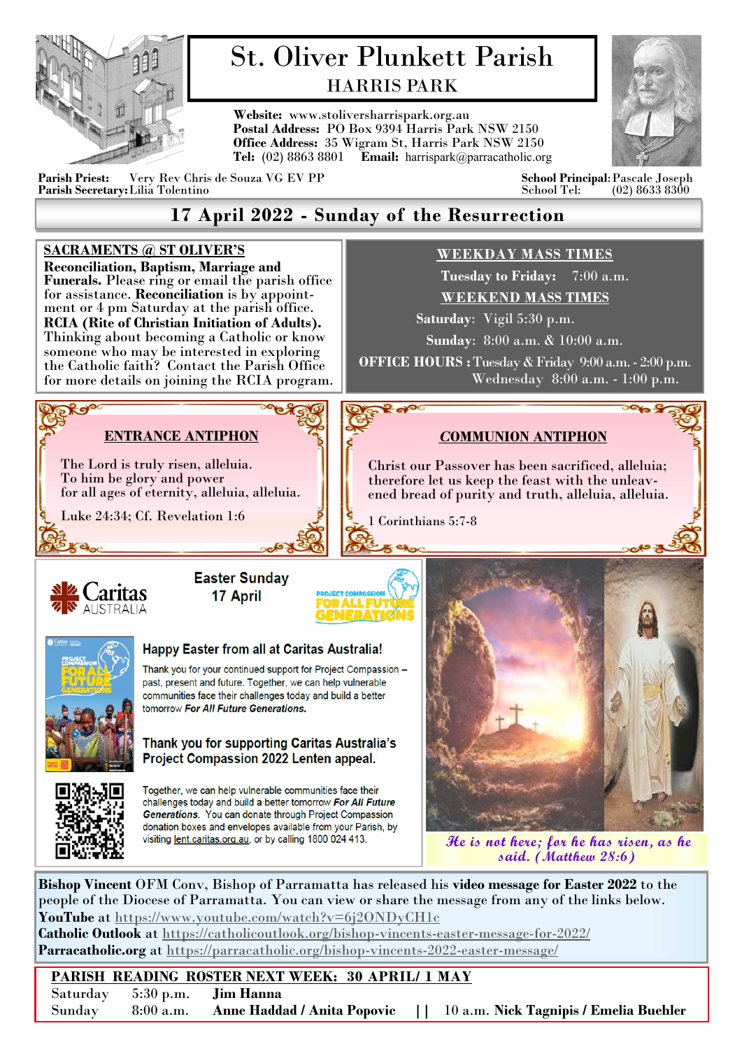# St. Oliver Plunkett Parish

## HARRIS PARK

**Website:** www.stoliversharrispark.org.au
**Postal Address:** PO Box 9394 Harris Park NSW 2150
**Office Address:** 35 Wigram St, Harris Park NSW 2150
**Tel:** (02) 8863 8801 **Email:** harrispark@parracatholic.org

**Parish Priest:** Very Rev Chris de Souza VG EV PP
**Parish Secretary:** Lilia Tolentino

**School Principal:** Pascale Joseph
School Tel: (02) 8633 8300

## 17 April 2022 - Sunday of the Resurrection

**SACRAMENTS @ ST OLIVER'S**

**Reconciliation, Baptism, Marriage and Funerals.** Please ring or email the parish office for assistance. **Reconciliation** is by appointment or 4 pm Saturday at the parish office.
**RCIA (Rite of Christian Initiation of Adults).** Thinking about becoming a Catholic or know someone who may be interested in exploring the Catholic faith? Contact the Parish Office for more details on joining the RCIA program.

**WEEKDAY MASS TIMES**

**Tuesday to Friday:** 7:00 a.m.

**WEEKEND MASS TIMES**

**Saturday:** Vigil 5:30 p.m.
**Sunday:** 8:00 a.m. & 10:00 a.m.

**OFFICE HOURS :** Tuesday & Friday 9:00 a.m. - 2:00 p.m.
Wednesday 8:00 a.m. - 1:00 p.m.

**ENTRANCE ANTIPHON**

The Lord is truly risen, alleluia.
To him be glory and power
for all ages of eternity, alleluia, alleluia.

Luke 24:34; Cf. Revelation 1:6

**COMMUNION ANTIPHON**

Christ our Passover has been sacrificed, alleluia; therefore let us keep the feast with the unleavened bread of purity and truth, alleluia, alleluia.

1 Corinthians 5:7-8

Caritas AUSTRALIA

**Easter Sunday 17 April**

PROJECT COMPASSION FOR ALL FUTURE GENERATIONS

**Happy Easter from all at Caritas Australia!**

Thank you for your continued support for Project Compassion – past, present and future. Together, we can help vulnerable communities face their challenges today and build a better tomorrow ***For All Future Generations.***

**Thank you for supporting Caritas Australia's Project Compassion 2022 Lenten appeal.**

Together, we can help vulnerable communities face their challenges today and build a better tomorrow ***For All Future Generations.*** You can donate through Project Compassion donation boxes and envelopes available from your Parish, by visiting lent.caritas.org.au, or by calling 1800 024 413.

*He is not here; for he has risen, as he said. (Matthew 28:6)*

**Bishop Vincent** OFM Conv, Bishop of Parramatta has released his **video message for Easter 2022** to the people of the Diocese of Parramatta. You can view or share the message from any of the links below.
**YouTube** at https://www.youtube.com/watch?v=6j2ONDyCH1c
**Catholic Outlook** at https://catholicoutlook.org/bishop-vincents-easter-message-for-2022/
**Parracatholic.org** at https://parracatholic.org/bishop-vincents-2022-easter-message/

**PARISH READING ROSTER NEXT WEEK: 30 APRIL/ 1 MAY**

| | | |
|---|---|---|
| Saturday | 5:30 p.m. | **Jim Hanna** |
| Sunday | 8:00 a.m. | **Anne Haddad / Anita Popovic** \|\| 10 a.m. **Nick Tagnipis / Emelia Buehler** |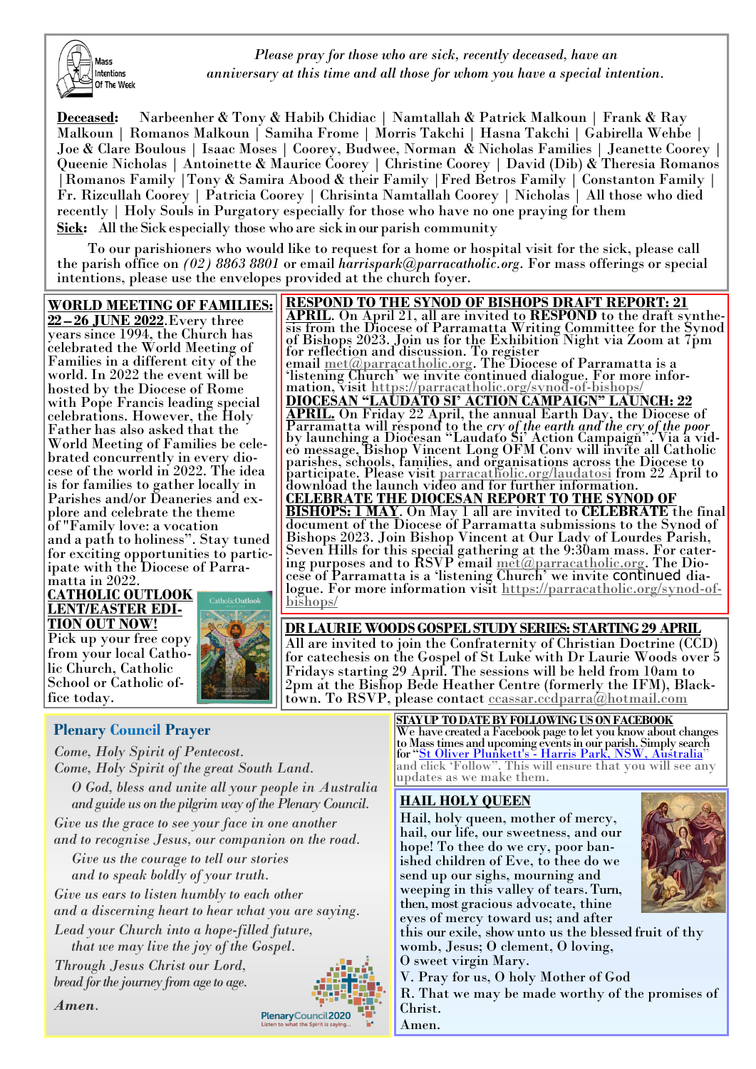Mass Intentions Of The Week

*Please pray for those who are sick, recently deceased, have an anniversary at this time and all those for whom you have a special intention.*

**Deceased:** Narbeenher & Tony & Habib Chidiac | Namtallah & Patrick Malkoun | Frank & Ray Malkoun | Romanos Malkoun | Samiha Frome | Morris Takchi | Hasna Takchi | Gabirella Wehbe | Joe & Clare Boulous | Isaac Moses | Coorey, Budwee, Norman & Nicholas Families | Jeanette Coorey | Queenie Nicholas | Antoinette & Maurice Coorey | Christine Coorey | David (Dib) & Theresia Romanos | Romanos Family | Tony & Samira Abood & their Family | Fred Betros Family | Constanton Family | Fr. Rizcullah Coorey | Patricia Coorey | Chrisinta Namtallah Coorey | Nicholas | All those who died recently | Holy Souls in Purgatory especially for those who have no one praying for them

**Sick:** All the Sick especially those who are sick in our parish community

To our parishioners who would like to request for a home or hospital visit for the sick, please call the parish office on *(02) 8863 8801* or email *harrispark@parracatholic.org*. For mass offerings or special intentions, please use the envelopes provided at the church foyer.

**WORLD MEETING OF FAMILIES: 22 – 26 JUNE 2022**. Every three years since 1994, the Church has celebrated the World Meeting of Families in a different city of the world. In 2022 the event will be hosted by the Diocese of Rome with Pope Francis leading special celebrations. However, the Holy Father has also asked that the World Meeting of Families be celebrated concurrently in every diocese of the world in 2022. The idea is for families to gather locally in Parishes and/or Deaneries and explore and celebrate the theme of "Family love: a vocation and a path to holiness". Stay tuned for exciting opportunities to participate with the Diocese of Parramatta in 2022.

**CATHOLIC OUTLOOK LENT/EASTER EDITION OUT NOW!**
Pick up your free copy from your local Catholic Church, Catholic School or Catholic office today.

**RESPOND TO THE SYNOD OF BISHOPS DRAFT REPORT: 21 APRIL**. On April 21, all are invited to **RESPOND** to the draft synthesis from the Diocese of Parramatta Writing Committee for the Synod of Bishops 2023. Join us for the Exhibition Night via Zoom at 7pm for reflection and discussion. To register email met@parracatholic.org. The Diocese of Parramatta is a 'listening Church' we invite continued dialogue. For more information, visit https://parracatholic.org/synod-of-bishops/

**DIOCESAN "LAUDATO SI' ACTION CAMPAIGN" LAUNCH: 22 APRIL.** On Friday 22 April, the annual Earth Day, the Diocese of Parramatta will respond to the *cry of the earth and the cry of the poor* by launching a Diocesan "Laudato Si' Action Campaign". Via a video message, Bishop Vincent Long OFM Conv will invite all Catholic parishes, schools, families, and organisations across the Diocese to participate. Please visit parracatholic.org/laudatosi from 22 April to download the launch video and for further information.

**CELEBRATE THE DIOCESAN REPORT TO THE SYNOD OF BISHOPS: 1 MAY**. On May 1 all are invited to **CELEBRATE** the final document of the Diocese of Parramatta submissions to the Synod of Bishops 2023. Join Bishop Vincent at Our Lady of Lourdes Parish, Seven Hills for this special gathering at the 9:30am mass. For catering purposes and to RSVP email met@parracatholic.org. The Diocese of Parramatta is a 'listening Church' we invite continued dialogue. For more information visit https://parracatholic.org/synod-of-bishops/

**DR LAURIE WOODS GOSPEL STUDY SERIES: STARTING 29 APRIL**
All are invited to join the Confraternity of Christian Doctrine (CCD) for catechesis on the Gospel of St Luke with Dr Laurie Woods over 5 Fridays starting 29 April. The sessions will be held from 10am to 2pm at the Bishop Bede Heather Centre (formerly the IFM), Blacktown. To RSVP, please contact ccassar.ccdparra@hotmail.com

## Plenary Council Prayer

*Come, Holy Spirit of Pentecost.*
*Come, Holy Spirit of the great South Land.*
*O God, bless and unite all your people in Australia*
*and guide us on the pilgrim way of the Plenary Council.*
*Give us the grace to see your face in one another*
*and to recognise Jesus, our companion on the road.*
*Give us the courage to tell our stories*
*and to speak boldly of your truth.*
*Give us ears to listen humbly to each other*
*and a discerning heart to hear what you are saying.*
*Lead your Church into a hope-filled future,*
*that we may live the joy of the Gospel.*
*Through Jesus Christ our Lord,*
*bread for the journey from age to age.*
*Amen.*

Plenary Council 2020
Listen to what the Spirit is saying...

**STAY UP TO DATE BY FOLLOWING US ON FACEBOOK**
We have created a Facebook page to let you know about changes to Mass times and upcoming events in our parish. Simply search for "St Oliver Plunkett's - Harris Park, NSW, Australia" and click 'Follow'. This will ensure that you will see any updates as we make them.

**HAIL HOLY QUEEN**
Hail, holy queen, mother of mercy, hail, our life, our sweetness, and our hope! To thee do we cry, poor banished children of Eve, to thee do we send up our sighs, mourning and weeping in this valley of tears. Turn, then, most gracious advocate, thine eyes of mercy toward us; and after this our exile, show unto us the blessed fruit of thy womb, Jesus; O clement, O loving, O sweet virgin Mary.
V. Pray for us, O holy Mother of God
R. That we may be made worthy of the promises of Christ.
Amen.